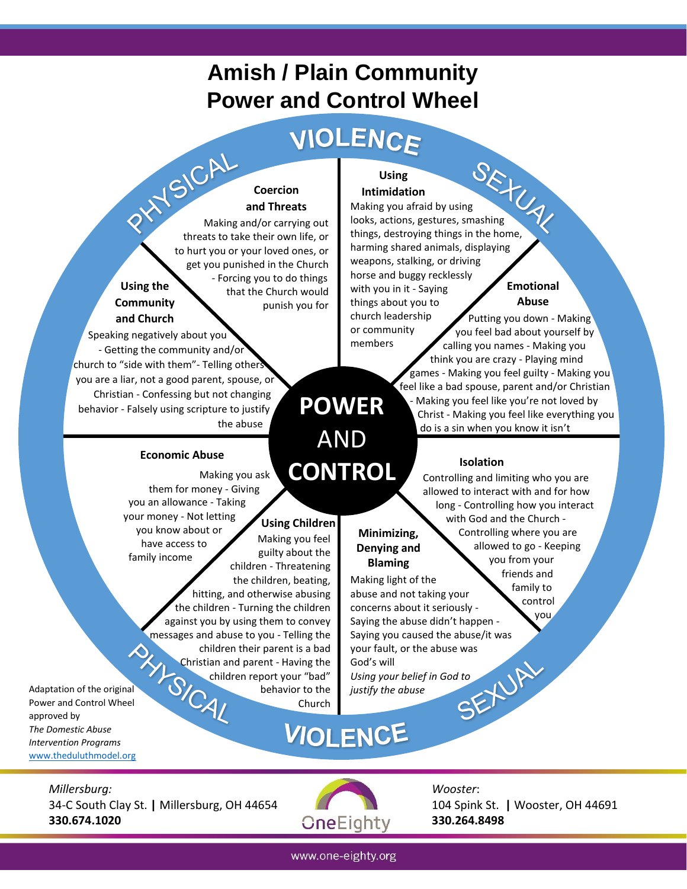# Amish / Plain Community Power and Control Wheel

VIOLENCE

PHYSICAL

SEXUAL

## POWER AND CONTROL

### Coercion and Threats

Making and/or carrying out threats to take their own life, or to hurt you or your loved ones, or get you punished in the Church - Forcing you to do things that the Church would punish you for

### Using Intimidation

Making you afraid by using looks, actions, gestures, smashing things, destroying things in the home, harming shared animals, displaying weapons, stalking, or driving horse and buggy recklessly with you in it - Saying things about you to church leadership or community members

### Emotional Abuse

Putting you down - Making you feel bad about yourself by calling you names - Making you think you are crazy - Playing mind games - Making you feel guilty - Making you feel like a bad spouse, parent and/or Christian - Making you feel like you're not loved by Christ - Making you feel like everything you do is a sin when you know it isn't

### Isolation

Controlling and limiting who you are allowed to interact with and for how long - Controlling how you interact with God and the Church - Controlling where you are allowed to go - Keeping you from your friends and family to control you

### Minimizing, Denying and Blaming

Making light of the abuse and not taking your concerns about it seriously - Saying the abuse didn't happen - Saying you caused the abuse/it was your fault, or the abuse was God's will

*Using your belief in God to justify the abuse*

### Using Children

Making you feel guilty about the children - Threatening the children, beating, hitting, and otherwise abusing the children - Turning the children against you by using them to convey messages and abuse to you - Telling the children their parent is a bad Christian and parent - Having the children report your "bad" behavior to the Church

### Economic Abuse

Making you ask them for money - Giving you an allowance - Taking your money - Not letting you know about or have access to family income

### Using the Community and Church

Speaking negatively about you - Getting the community and/or church to "side with them"- Telling others you are a liar, not a good parent, spouse, or Christian - Confessing but not changing behavior - Falsely using scripture to justify the abuse

PHYSICAL

SEXUAL

VIOLENCE

Adaptation of the original Power and Control Wheel approved by *The Domestic Abuse Intervention Programs* www.theduluthmodel.org

*Millersburg:*
34-C South Clay St. | Millersburg, OH 44654
**330.674.1020**

OneEighty

*Wooster*:
104 Spink St. | Wooster, OH 44691
**330.264.8498**

www.one-eighty.org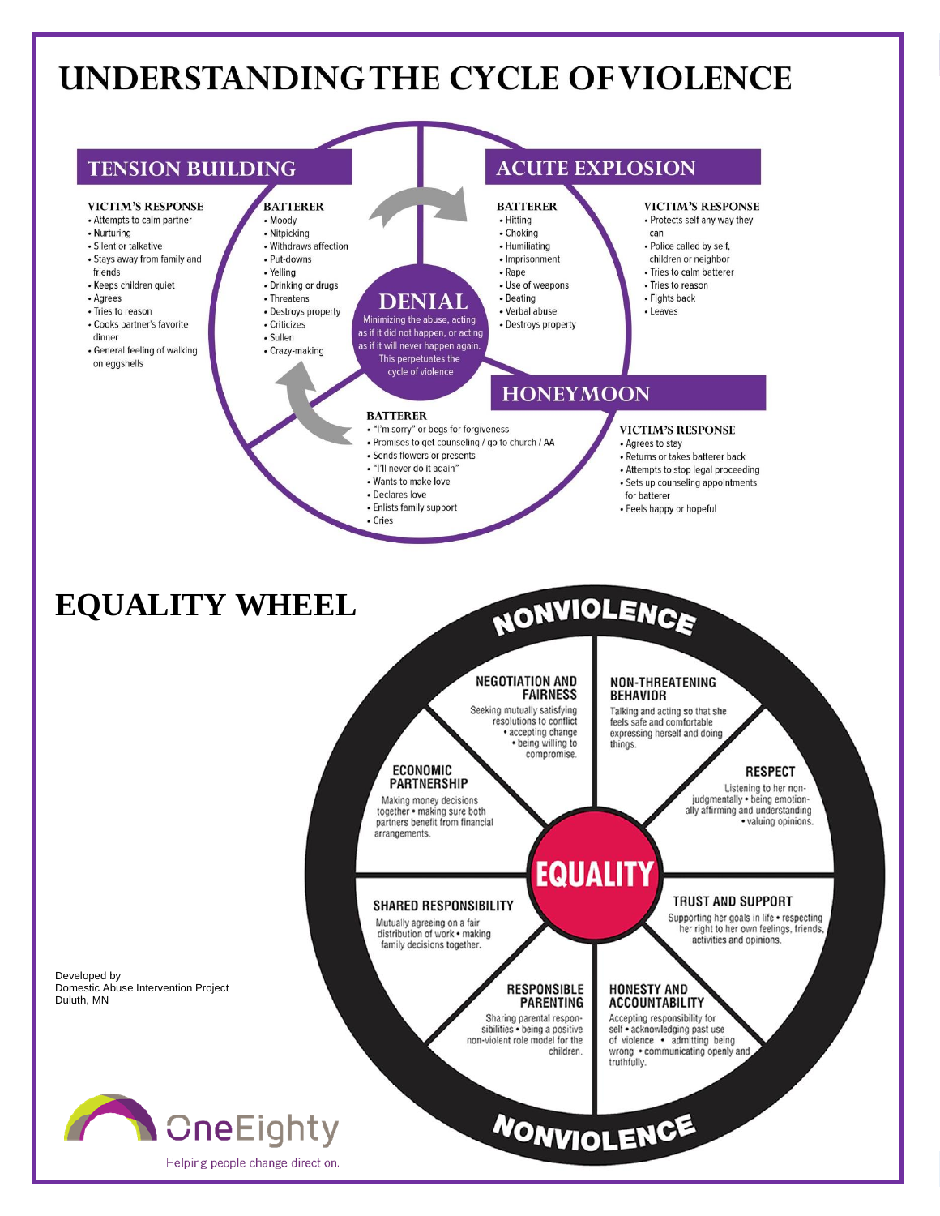# UNDERSTANDING THE CYCLE OF VIOLENCE

## TENSION BUILDING

### VICTIM'S RESPONSE

- Attempts to calm partner
- Nurturing
- Silent or talkative
- Stays away from family and friends
- Keeps children quiet
- Agrees
- Tries to reason
- Cooks partner's favorite dinner
- General feeling of walking on eggshells

### BATTERER

- Moody
- Nitpicking
- Withdraws affection
- Put-downs
- Yelling
- Drinking or drugs
- Threatens
- Destroys property
- Criticizes
- Sullen
- Crazy-making

## ACUTE EXPLOSION

### BATTERER

- Hitting
- Choking
- Humiliating
- Imprisonment
- Rape
- Use of weapons
- Beating
- Verbal abuse
- Destroys property

### VICTIM'S RESPONSE

- Protects self any way they can
- Police called by self, children or neighbor
- Tries to calm batterer
- Tries to reason
- Fights back
- Leaves

## DENIAL

Minimizing the abuse, acting as if it did not happen, or acting as if it will never happen again. This perpetuates the cycle of violence

## HONEYMOON

### BATTERER

- "I'm sorry" or begs for forgiveness
- Promises to get counseling / go to church / AA
- Sends flowers or presents
- "I'll never do it again"
- Wants to make love
- Declares love
- Enlists family support
- Cries

### VICTIM'S RESPONSE

- Agrees to stay
- Returns or takes batterer back
- Attempts to stop legal proceeding
- Sets up counseling appointments for batterer
- Feels happy or hopeful

# EQUALITY WHEEL

NONVIOLENCE

**EQUALITY**

**NEGOTIATION AND FAIRNESS**
Seeking mutually satisfying resolutions to conflict • accepting change • being willing to compromise.

**NON-THREATENING BEHAVIOR**
Talking and acting so that she feels safe and comfortable expressing herself and doing things.

**RESPECT**
Listening to her non-judgmentally • being emotionally affirming and understanding • valuing opinions.

**TRUST AND SUPPORT**
Supporting her goals in life • respecting her right to her own feelings, friends, activities and opinions.

**HONESTY AND ACCOUNTABILITY**
Accepting responsibility for self • acknowledging past use of violence • admitting being wrong • communicating openly and truthfully.

**RESPONSIBLE PARENTING**
Sharing parental responsibilities • being a positive non-violent role model for the children.

**SHARED RESPONSIBILITY**
Mutually agreeing on a fair distribution of work • making family decisions together.

**ECONOMIC PARTNERSHIP**
Making money decisions together • making sure both partners benefit from financial arrangements.

NONVIOLENCE

Developed by
Domestic Abuse Intervention Project
Duluth, MN

OneEighty
Helping people change direction.